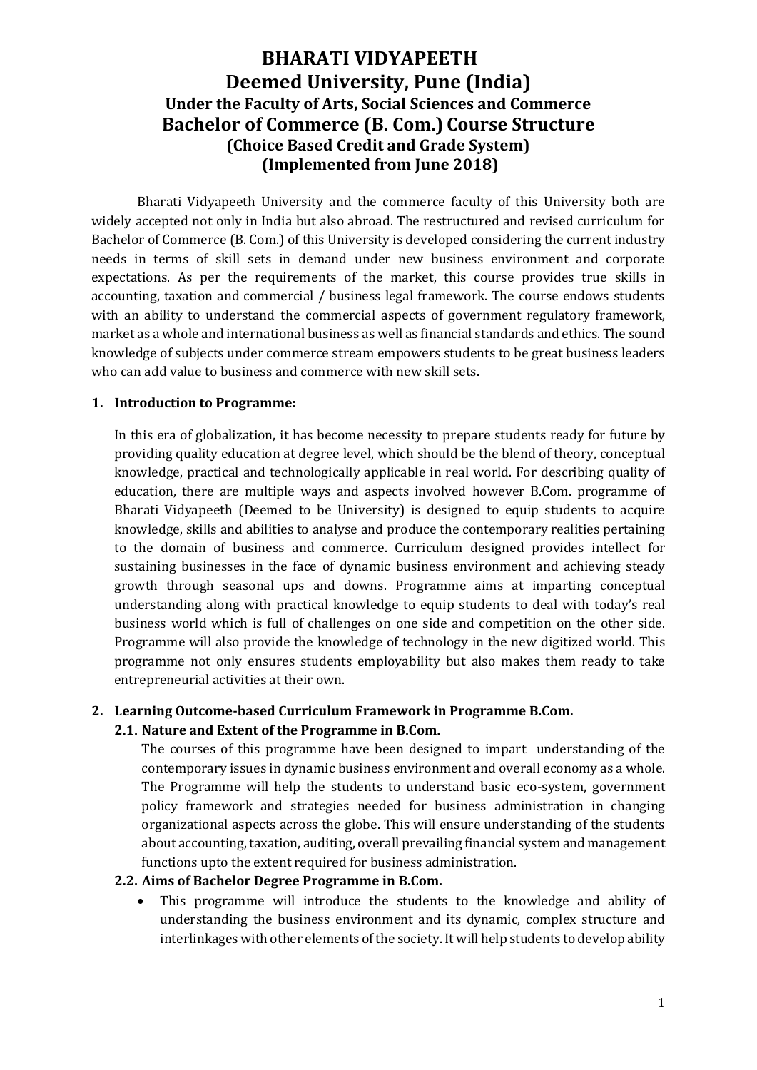# BHARATI VIDYAPEETH
# Deemed University, Pune (India)
### Under the Faculty of Arts, Social Sciences and Commerce
## Bachelor of Commerce (B. Com.) Course Structure
### (Choice Based Credit and Grade System)
### (Implemented from June 2018)

Bharati Vidyapeeth University and the commerce faculty of this University both are widely accepted not only in India but also abroad. The restructured and revised curriculum for Bachelor of Commerce (B. Com.) of this University is developed considering the current industry needs in terms of skill sets in demand under new business environment and corporate expectations. As per the requirements of the market, this course provides true skills in accounting, taxation and commercial / business legal framework. The course endows students with an ability to understand the commercial aspects of government regulatory framework, market as a whole and international business as well as financial standards and ethics. The sound knowledge of subjects under commerce stream empowers students to be great business leaders who can add value to business and commerce with new skill sets.

**1. Introduction to Programme:**

In this era of globalization, it has become necessity to prepare students ready for future by providing quality education at degree level, which should be the blend of theory, conceptual knowledge, practical and technologically applicable in real world. For describing quality of education, there are multiple ways and aspects involved however B.Com. programme of Bharati Vidyapeeth (Deemed to be University) is designed to equip students to acquire knowledge, skills and abilities to analyse and produce the contemporary realities pertaining to the domain of business and commerce. Curriculum designed provides intellect for sustaining businesses in the face of dynamic business environment and achieving steady growth through seasonal ups and downs. Programme aims at imparting conceptual understanding along with practical knowledge to equip students to deal with today's real business world which is full of challenges on one side and competition on the other side. Programme will also provide the knowledge of technology in the new digitized world. This programme not only ensures students employability but also makes them ready to take entrepreneurial activities at their own.

**2. Learning Outcome-based Curriculum Framework in Programme B.Com.**

**2.1. Nature and Extent of the Programme in B.Com.**

The courses of this programme have been designed to impart understanding of the contemporary issues in dynamic business environment and overall economy as a whole. The Programme will help the students to understand basic eco-system, government policy framework and strategies needed for business administration in changing organizational aspects across the globe. This will ensure understanding of the students about accounting, taxation, auditing, overall prevailing financial system and management functions upto the extent required for business administration.

**2.2. Aims of Bachelor Degree Programme in B.Com.**

- This programme will introduce the students to the knowledge and ability of understanding the business environment and its dynamic, complex structure and interlinkages with other elements of the society. It will help students to develop ability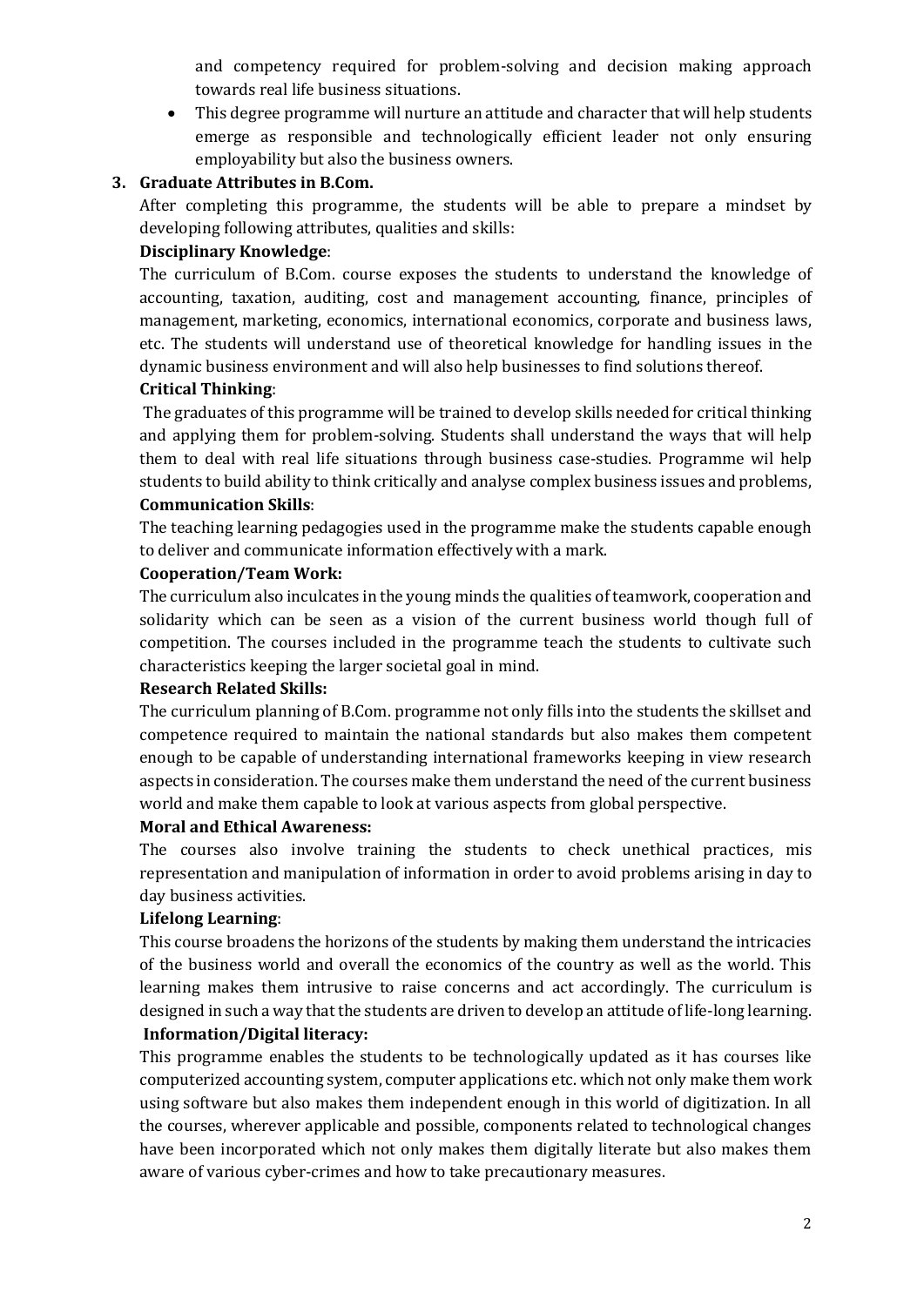and competency required for problem-solving and decision making approach towards real life business situations.

- This degree programme will nurture an attitude and character that will help students emerge as responsible and technologically efficient leader not only ensuring employability but also the business owners.

## 3. Graduate Attributes in B.Com.

After completing this programme, the students will be able to prepare a mindset by developing following attributes, qualities and skills:

**Disciplinary Knowledge**:

The curriculum of B.Com. course exposes the students to understand the knowledge of accounting, taxation, auditing, cost and management accounting, finance, principles of management, marketing, economics, international economics, corporate and business laws, etc. The students will understand use of theoretical knowledge for handling issues in the dynamic business environment and will also help businesses to find solutions thereof.

**Critical Thinking**:

The graduates of this programme will be trained to develop skills needed for critical thinking and applying them for problem-solving. Students shall understand the ways that will help them to deal with real life situations through business case-studies. Programme wil help students to build ability to think critically and analyse complex business issues and problems,

**Communication Skills**:

The teaching learning pedagogies used in the programme make the students capable enough to deliver and communicate information effectively with a mark.

**Cooperation/Team Work:**

The curriculum also inculcates in the young minds the qualities of teamwork, cooperation and solidarity which can be seen as a vision of the current business world though full of competition. The courses included in the programme teach the students to cultivate such characteristics keeping the larger societal goal in mind.

**Research Related Skills:**

The curriculum planning of B.Com. programme not only fills into the students the skillset and competence required to maintain the national standards but also makes them competent enough to be capable of understanding international frameworks keeping in view research aspects in consideration. The courses make them understand the need of the current business world and make them capable to look at various aspects from global perspective.

**Moral and Ethical Awareness:**

The courses also involve training the students to check unethical practices, mis representation and manipulation of information in order to avoid problems arising in day to day business activities.

**Lifelong Learning**:

This course broadens the horizons of the students by making them understand the intricacies of the business world and overall the economics of the country as well as the world. This learning makes them intrusive to raise concerns and act accordingly. The curriculum is designed in such a way that the students are driven to develop an attitude of life-long learning.

**Information/Digital literacy:**

This programme enables the students to be technologically updated as it has courses like computerized accounting system, computer applications etc. which not only make them work using software but also makes them independent enough in this world of digitization. In all the courses, wherever applicable and possible, components related to technological changes have been incorporated which not only makes them digitally literate but also makes them aware of various cyber-crimes and how to take precautionary measures.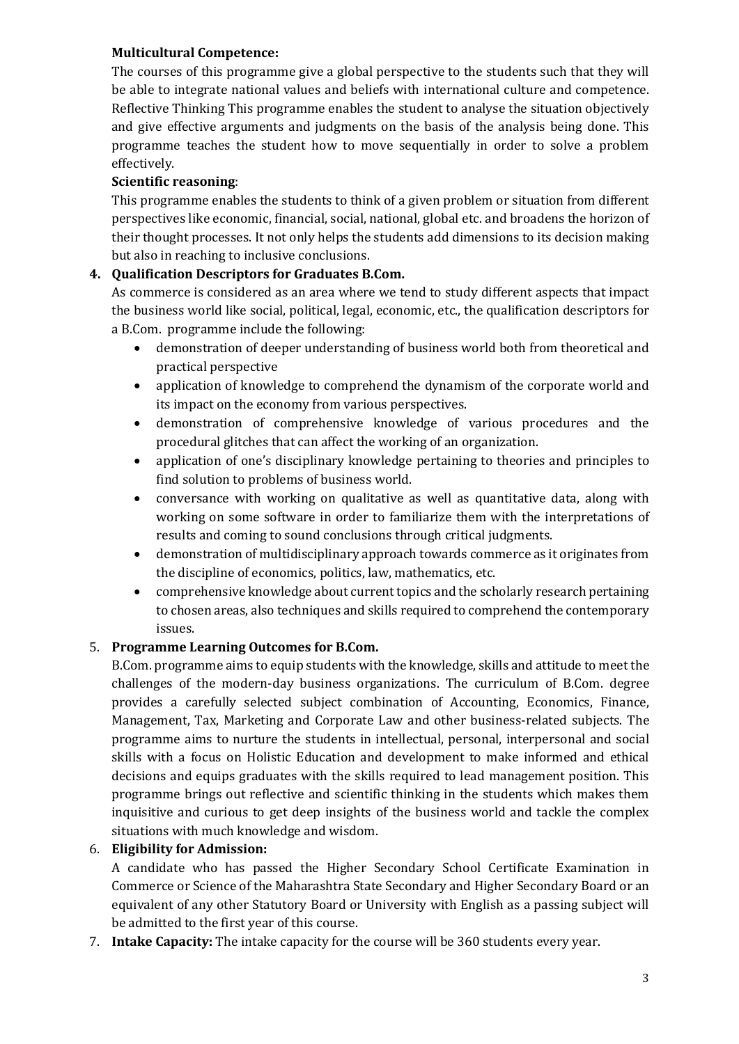**Multicultural Competence:**

The courses of this programme give a global perspective to the students such that they will be able to integrate national values and beliefs with international culture and competence. Reflective Thinking This programme enables the student to analyse the situation objectively and give effective arguments and judgments on the basis of the analysis being done. This programme teaches the student how to move sequentially in order to solve a problem effectively.

**Scientific reasoning**:

This programme enables the students to think of a given problem or situation from different perspectives like economic, financial, social, national, global etc. and broadens the horizon of their thought processes. It not only helps the students add dimensions to its decision making but also in reaching to inclusive conclusions.

4. **Qualification Descriptors for Graduates B.Com.**

   As commerce is considered as an area where we tend to study different aspects that impact the business world like social, political, legal, economic, etc., the qualification descriptors for a B.Com. programme include the following:

   - demonstration of deeper understanding of business world both from theoretical and practical perspective
   - application of knowledge to comprehend the dynamism of the corporate world and its impact on the economy from various perspectives.
   - demonstration of comprehensive knowledge of various procedures and the procedural glitches that can affect the working of an organization.
   - application of one's disciplinary knowledge pertaining to theories and principles to find solution to problems of business world.
   - conversance with working on qualitative as well as quantitative data, along with working on some software in order to familiarize them with the interpretations of results and coming to sound conclusions through critical judgments.
   - demonstration of multidisciplinary approach towards commerce as it originates from the discipline of economics, politics, law, mathematics, etc.
   - comprehensive knowledge about current topics and the scholarly research pertaining to chosen areas, also techniques and skills required to comprehend the contemporary issues.

5. **Programme Learning Outcomes for B.Com.**

   B.Com. programme aims to equip students with the knowledge, skills and attitude to meet the challenges of the modern-day business organizations. The curriculum of B.Com. degree provides a carefully selected subject combination of Accounting, Economics, Finance, Management, Tax, Marketing and Corporate Law and other business-related subjects. The programme aims to nurture the students in intellectual, personal, interpersonal and social skills with a focus on Holistic Education and development to make informed and ethical decisions and equips graduates with the skills required to lead management position. This programme brings out reflective and scientific thinking in the students which makes them inquisitive and curious to get deep insights of the business world and tackle the complex situations with much knowledge and wisdom.

6. **Eligibility for Admission:**

   A candidate who has passed the Higher Secondary School Certificate Examination in Commerce or Science of the Maharashtra State Secondary and Higher Secondary Board or an equivalent of any other Statutory Board or University with English as a passing subject will be admitted to the first year of this course.

7. **Intake Capacity:** The intake capacity for the course will be 360 students every year.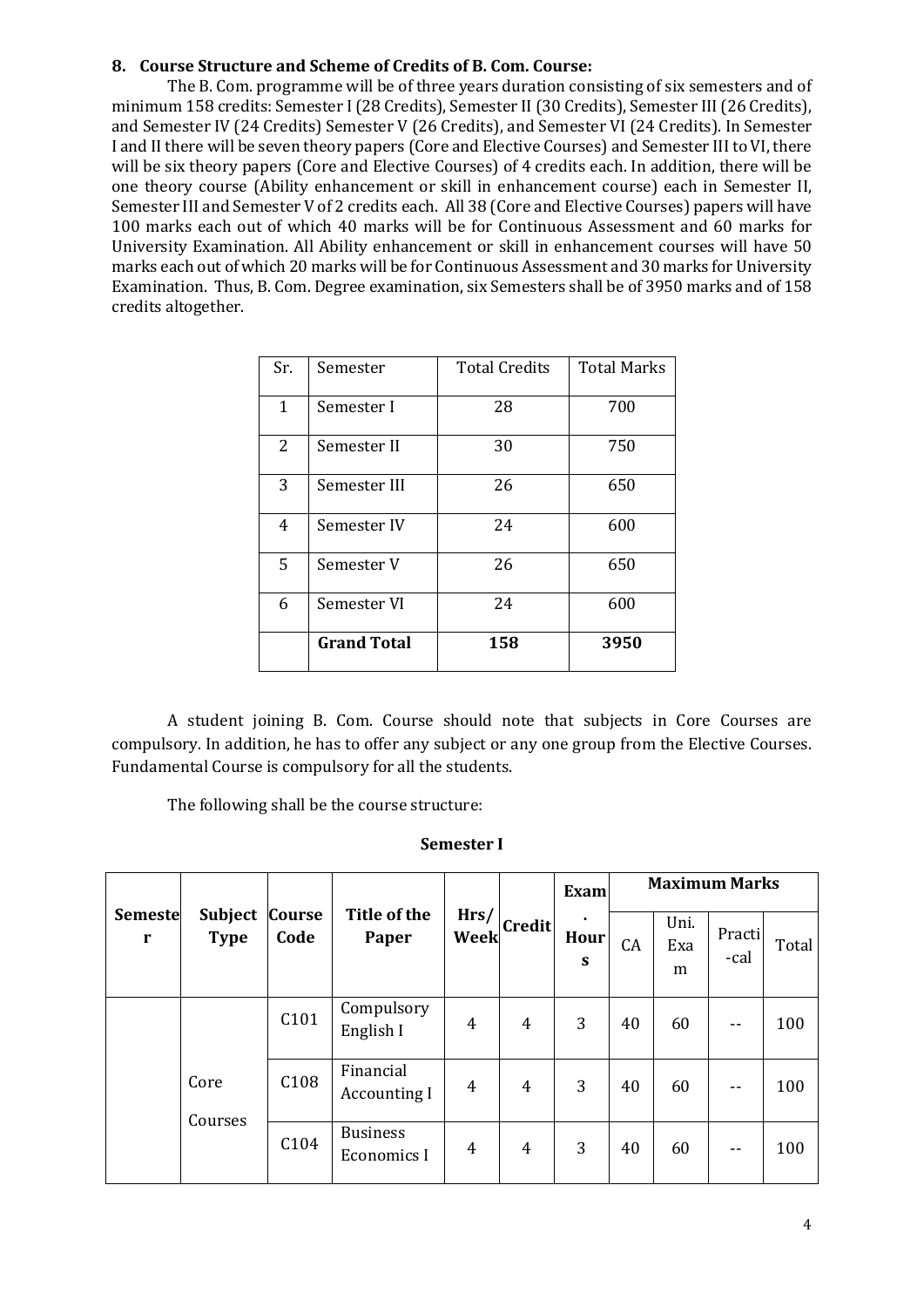**8. Course Structure and Scheme of Credits of B. Com. Course:**

The B. Com. programme will be of three years duration consisting of six semesters and of minimum 158 credits: Semester I (28 Credits), Semester II (30 Credits), Semester III (26 Credits), and Semester IV (24 Credits) Semester V (26 Credits), and Semester VI (24 Credits). In Semester I and II there will be seven theory papers (Core and Elective Courses) and Semester III to VI, there will be six theory papers (Core and Elective Courses) of 4 credits each. In addition, there will be one theory course (Ability enhancement or skill in enhancement course) each in Semester II, Semester III and Semester V of 2 credits each. All 38 (Core and Elective Courses) papers will have 100 marks each out of which 40 marks will be for Continuous Assessment and 60 marks for University Examination. All Ability enhancement or skill in enhancement courses will have 50 marks each out of which 20 marks will be for Continuous Assessment and 30 marks for University Examination. Thus, B. Com. Degree examination, six Semesters shall be of 3950 marks and of 158 credits altogether.

| Sr. | Semester | Total Credits | Total Marks |
|---|---|---|---|
| 1 | Semester I | 28 | 700 |
| 2 | Semester II | 30 | 750 |
| 3 | Semester III | 26 | 650 |
| 4 | Semester IV | 24 | 600 |
| 5 | Semester V | 26 | 650 |
| 6 | Semester VI | 24 | 600 |
| | **Grand Total** | **158** | **3950** |

A student joining B. Com. Course should note that subjects in Core Courses are compulsory. In addition, he has to offer any subject or any one group from the Elective Courses. Fundamental Course is compulsory for all the students.

The following shall be the course structure:

**Semester I**

| **Semester** | **Subject Type** | **Course Code** | **Title of the Paper** | **Hrs/ Week** | **Credit** | **Exam. Hours** | **Maximum Marks** | | | |
|---|---|---|---|---|---|---|---|---|---|---|
| | | | | | | | CA | Uni. Exam | Practi-cal | Total |
| | Core Courses | C101 | Compulsory English I | 4 | 4 | 3 | 40 | 60 | -- | 100 |
| | | C108 | Financial Accounting I | 4 | 4 | 3 | 40 | 60 | -- | 100 |
| | | C104 | Business Economics I | 4 | 4 | 3 | 40 | 60 | -- | 100 |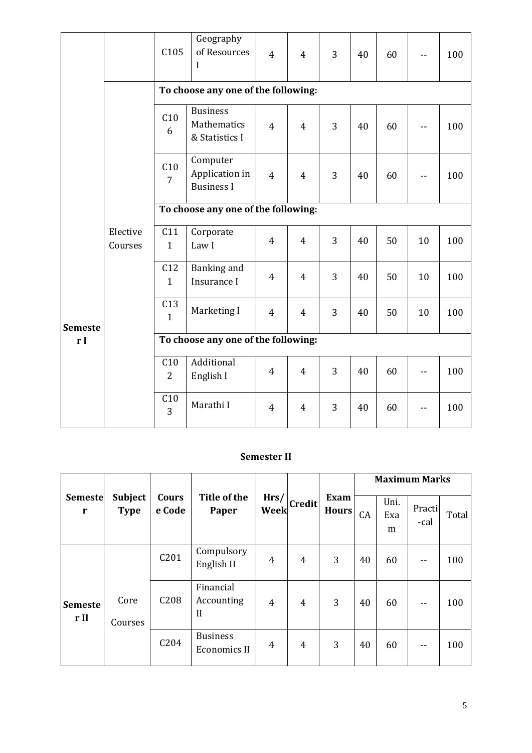|  |  | C105 | Geography of Resources I | 4 | 4 | 3 | 40 | 60 | -- | 100 |
|---|---|---|---|---|---|---|---|---|---|---|
|  |  | To choose any one of the following: |  |  |  |  |  |  |  |  |
|  |  | C106 | Business Mathematics & Statistics I | 4 | 4 | 3 | 40 | 60 | -- | 100 |
|  |  | C107 | Computer Application in Business I | 4 | 4 | 3 | 40 | 60 | -- | 100 |
|  |  | To choose any one of the following: |  |  |  |  |  |  |  |  |
|  | Elective Courses | C111 | Corporate Law I | 4 | 4 | 3 | 40 | 50 | 10 | 100 |
|  |  | C121 | Banking and Insurance I | 4 | 4 | 3 | 40 | 50 | 10 | 100 |
| Semester I |  | C131 | Marketing I | 4 | 4 | 3 | 40 | 50 | 10 | 100 |
|  |  | To choose any one of the following: |  |  |  |  |  |  |  |  |
|  |  | C102 | Additional English I | 4 | 4 | 3 | 40 | 60 | -- | 100 |
|  |  | C103 | Marathi I | 4 | 4 | 3 | 40 | 60 | -- | 100 |

**Semester II**

| Semester | Subject Type | Course Code | Title of the Paper | Hrs/Week | Credit | Exam Hours | Maximum Marks |  |  |  |
|---|---|---|---|---|---|---|---|---|---|---|
|  |  |  |  |  |  |  | CA | Uni. Exam | Practi-cal | Total |
| Semester II | Core Courses | C201 | Compulsory English II | 4 | 4 | 3 | 40 | 60 | -- | 100 |
|  |  | C208 | Financial Accounting II | 4 | 4 | 3 | 40 | 60 | -- | 100 |
|  |  | C204 | Business Economics II | 4 | 4 | 3 | 40 | 60 | -- | 100 |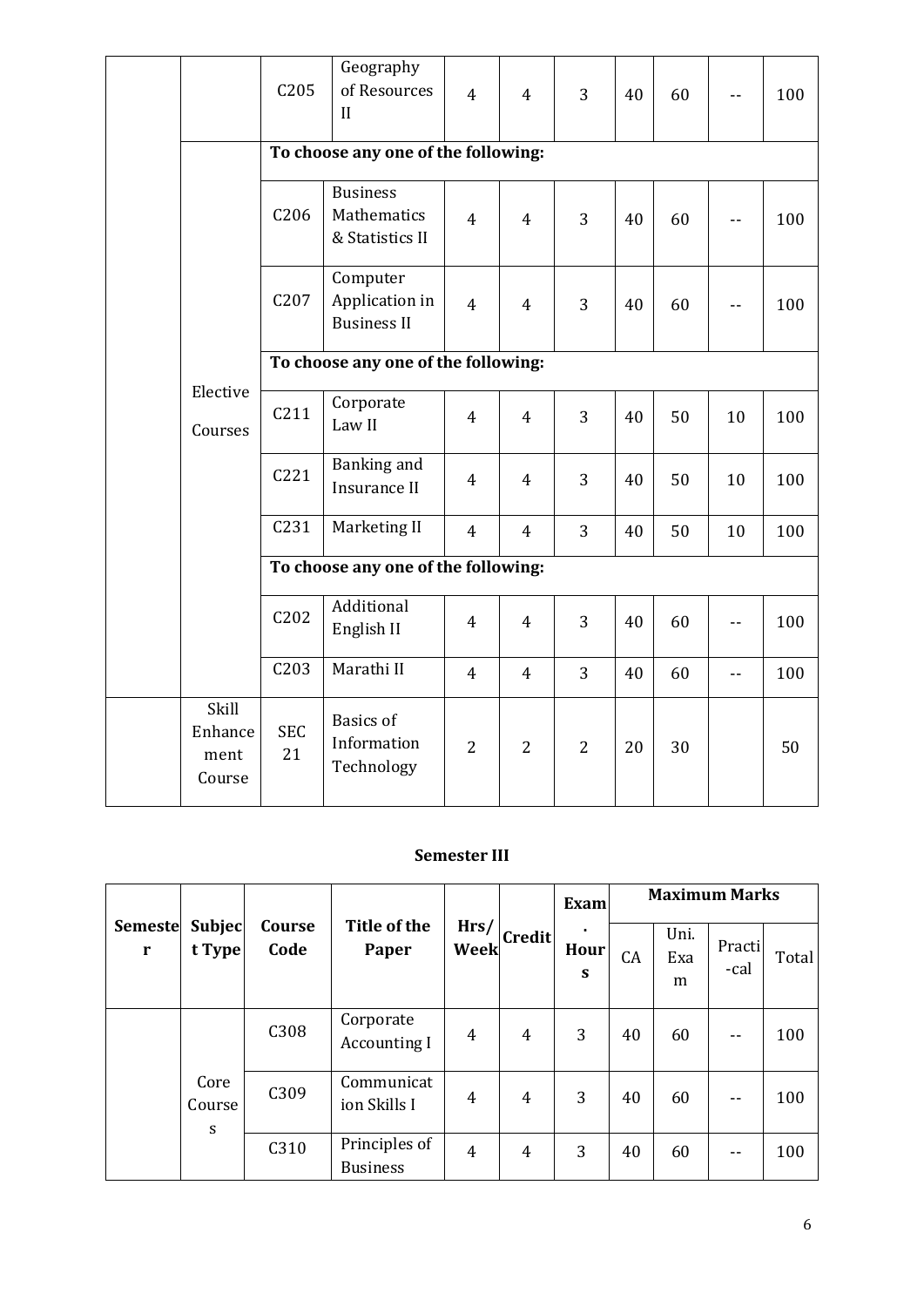| | | C205 | Geography of Resources II | 4 | 4 | 3 | 40 | 60 | -- | 100 |
|---|---|---|---|---|---|---|---|---|---|---|
| | Elective Courses | To choose any one of the following: | | | | | | | | |
| | | C206 | Business Mathematics & Statistics II | 4 | 4 | 3 | 40 | 60 | -- | 100 |
| | | C207 | Computer Application in Business II | 4 | 4 | 3 | 40 | 60 | -- | 100 |
| | | To choose any one of the following: | | | | | | | | |
| | | C211 | Corporate Law II | 4 | 4 | 3 | 40 | 50 | 10 | 100 |
| | | C221 | Banking and Insurance II | 4 | 4 | 3 | 40 | 50 | 10 | 100 |
| | | C231 | Marketing II | 4 | 4 | 3 | 40 | 50 | 10 | 100 |
| | | To choose any one of the following: | | | | | | | | |
| | | C202 | Additional English II | 4 | 4 | 3 | 40 | 60 | -- | 100 |
| | | C203 | Marathi II | 4 | 4 | 3 | 40 | 60 | -- | 100 |
| | Skill Enhancement Course | SEC 21 | Basics of Information Technology | 2 | 2 | 2 | 20 | 30 | | 50 |

**Semester III**

| Semester | Subject Type | Course Code | Title of the Paper | Hrs/ Week | Credit | Exam. Hours | Maximum Marks | | | |
|---|---|---|---|---|---|---|---|---|---|---|
| | | | | | | | CA | Uni. Exam | Practi-cal | Total |
| | Core Courses | C308 | Corporate Accounting I | 4 | 4 | 3 | 40 | 60 | -- | 100 |
| | | C309 | Communication Skills I | 4 | 4 | 3 | 40 | 60 | -- | 100 |
| | | C310 | Principles of Business | 4 | 4 | 3 | 40 | 60 | -- | 100 |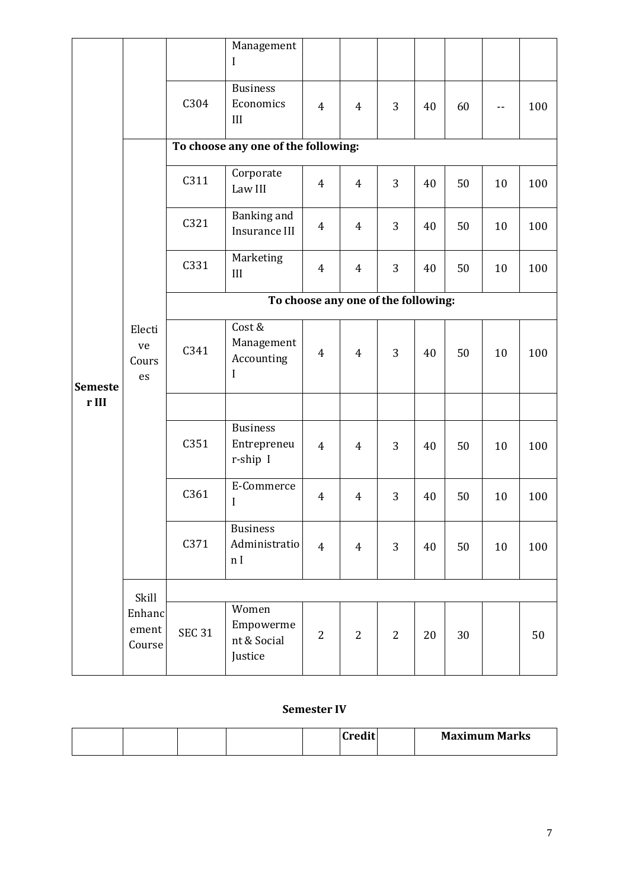| | | | | | | | | | | |
|---|---|---|---|---|---|---|---|---|---|---|
| Semester III | | | Management I | | | | | | | |
| | | C304 | Business Economics III | 4 | 4 | 3 | 40 | 60 | -- | 100 |
| | Elective Courses | **To choose any one of the following:** | | | | | | | | |
| | | C311 | Corporate Law III | 4 | 4 | 3 | 40 | 50 | 10 | 100 |
| | | C321 | Banking and Insurance III | 4 | 4 | 3 | 40 | 50 | 10 | 100 |
| | | C331 | Marketing III | 4 | 4 | 3 | 40 | 50 | 10 | 100 |
| | | **To choose any one of the following:** | | | | | | | | |
| | | C341 | Cost & Management Accounting I | 4 | 4 | 3 | 40 | 50 | 10 | 100 |
| | | | | | | | | | | |
| | | C351 | Business Entrepreneur-ship I | 4 | 4 | 3 | 40 | 50 | 10 | 100 |
| | | C361 | E-Commerce I | 4 | 4 | 3 | 40 | 50 | 10 | 100 |
| | | C371 | Business Administration I | 4 | 4 | 3 | 40 | 50 | 10 | 100 |
| | Skill Enhancement Course | | | | | | | | | |
| | | SEC 31 | Women Empowerment & Social Justice | 2 | 2 | 2 | 20 | 30 | | 50 |

**Semester IV**

| | | | | | Credit | | Maximum Marks | | | |
|---|---|---|---|---|---|---|---|---|---|---|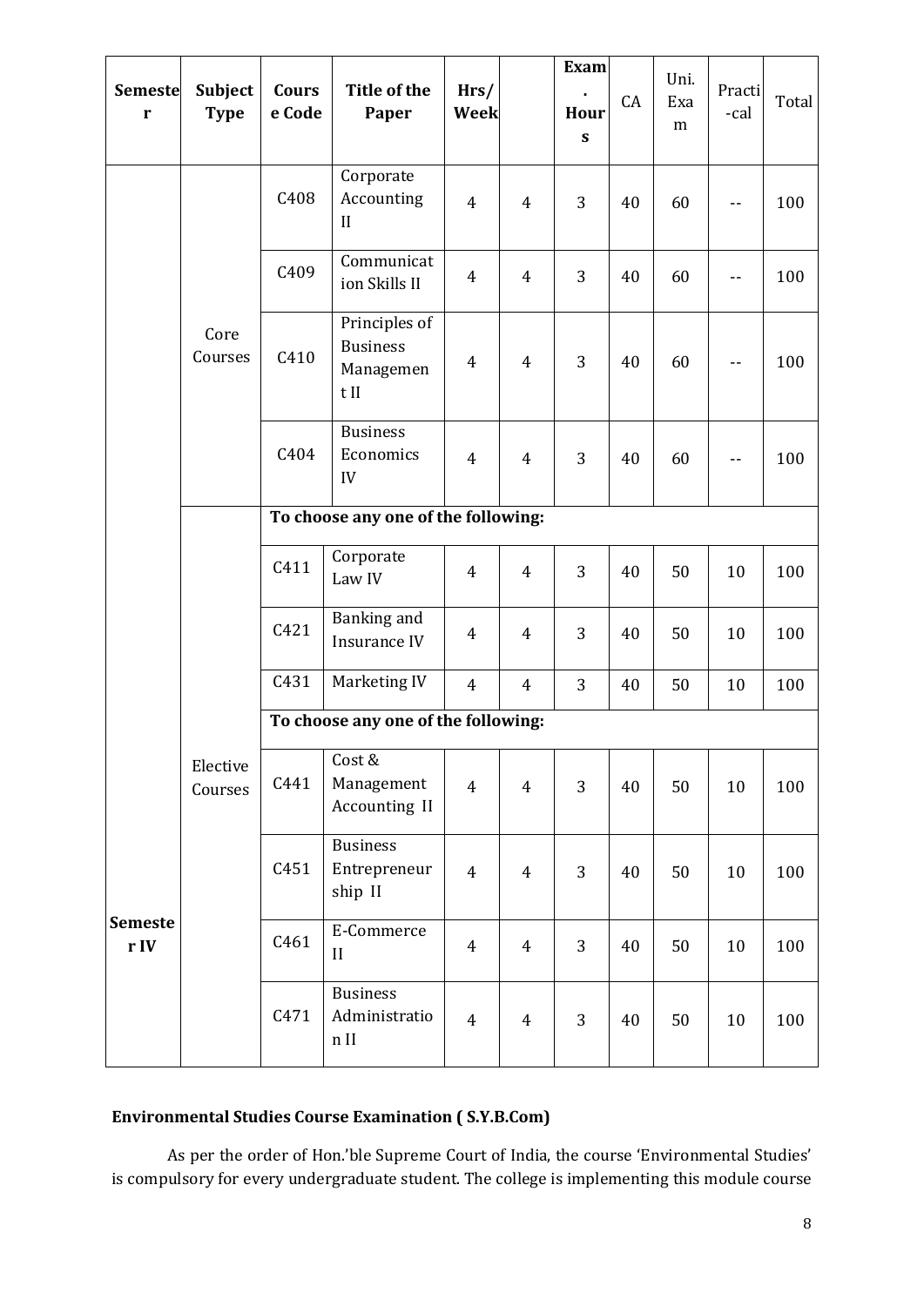| Semester | Subject Type | Course Code | Title of the Paper | Hrs/ Week | | Exam. Hours | CA | Uni. Exam | Practi-cal | Total |
|---|---|---|---|---|---|---|---|---|---|---|
| Semester IV | Core Courses | C408 | Corporate Accounting II | 4 | 4 | 3 | 40 | 60 | -- | 100 |
| | | C409 | Communication Skills II | 4 | 4 | 3 | 40 | 60 | -- | 100 |
| | | C410 | Principles of Business Management II | 4 | 4 | 3 | 40 | 60 | -- | 100 |
| | | C404 | Business Economics IV | 4 | 4 | 3 | 40 | 60 | -- | 100 |
| | Elective Courses | **To choose any one of the following:** | | | | | | | | |
| | | C411 | Corporate Law IV | 4 | 4 | 3 | 40 | 50 | 10 | 100 |
| | | C421 | Banking and Insurance IV | 4 | 4 | 3 | 40 | 50 | 10 | 100 |
| | | C431 | Marketing IV | 4 | 4 | 3 | 40 | 50 | 10 | 100 |
| | | **To choose any one of the following:** | | | | | | | | |
| | | C441 | Cost & Management Accounting II | 4 | 4 | 3 | 40 | 50 | 10 | 100 |
| | | C451 | Business Entrepreneurship II | 4 | 4 | 3 | 40 | 50 | 10 | 100 |
| | | C461 | E-Commerce II | 4 | 4 | 3 | 40 | 50 | 10 | 100 |
| | | C471 | Business Administration II | 4 | 4 | 3 | 40 | 50 | 10 | 100 |

**Environmental Studies Course Examination ( S.Y.B.Com)**

As per the order of Hon.'ble Supreme Court of India, the course 'Environmental Studies' is compulsory for every undergraduate student. The college is implementing this module course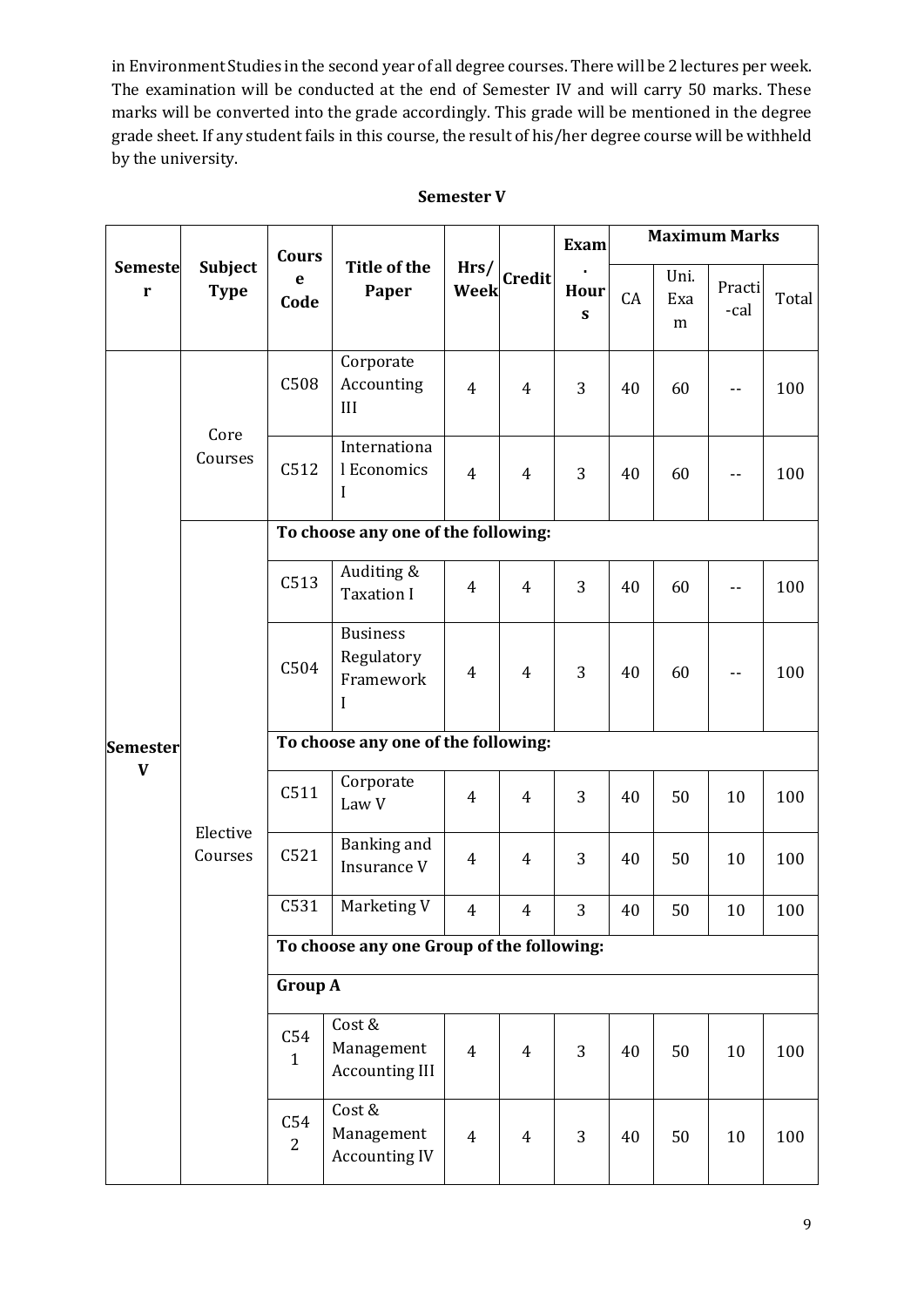in Environment Studies in the second year of all degree courses. There will be 2 lectures per week. The examination will be conducted at the end of Semester IV and will carry 50 marks. These marks will be converted into the grade accordingly. This grade will be mentioned in the degree grade sheet. If any student fails in this course, the result of his/her degree course will be withheld by the university.

**Semester V**

| Semester | Subject Type | Course Code | Title of the Paper | Hrs/ Week | Credit | Exam. Hours | Maximum Marks | | | |
|---|---|---|---|---|---|---|---|---|---|---|
| | | | | | | | CA | Uni. Exam | Practi-cal | Total |
| Semester V | Core Courses | C508 | Corporate Accounting III | 4 | 4 | 3 | 40 | 60 | -- | 100 |
| | | C512 | International Economics I | 4 | 4 | 3 | 40 | 60 | -- | 100 |
| | Elective Courses | **To choose any one of the following:** | | | | | | | | |
| | | C513 | Auditing & Taxation I | 4 | 4 | 3 | 40 | 60 | -- | 100 |
| | | C504 | Business Regulatory Framework I | 4 | 4 | 3 | 40 | 60 | -- | 100 |
| | | **To choose any one of the following:** | | | | | | | | |
| | | C511 | Corporate Law V | 4 | 4 | 3 | 40 | 50 | 10 | 100 |
| | | C521 | Banking and Insurance V | 4 | 4 | 3 | 40 | 50 | 10 | 100 |
| | | C531 | Marketing V | 4 | 4 | 3 | 40 | 50 | 10 | 100 |
| | | **To choose any one Group of the following:** | | | | | | | | |
| | | **Group A** | | | | | | | | |
| | | C541 | Cost & Management Accounting III | 4 | 4 | 3 | 40 | 50 | 10 | 100 |
| | | C542 | Cost & Management Accounting IV | 4 | 4 | 3 | 40 | 50 | 10 | 100 |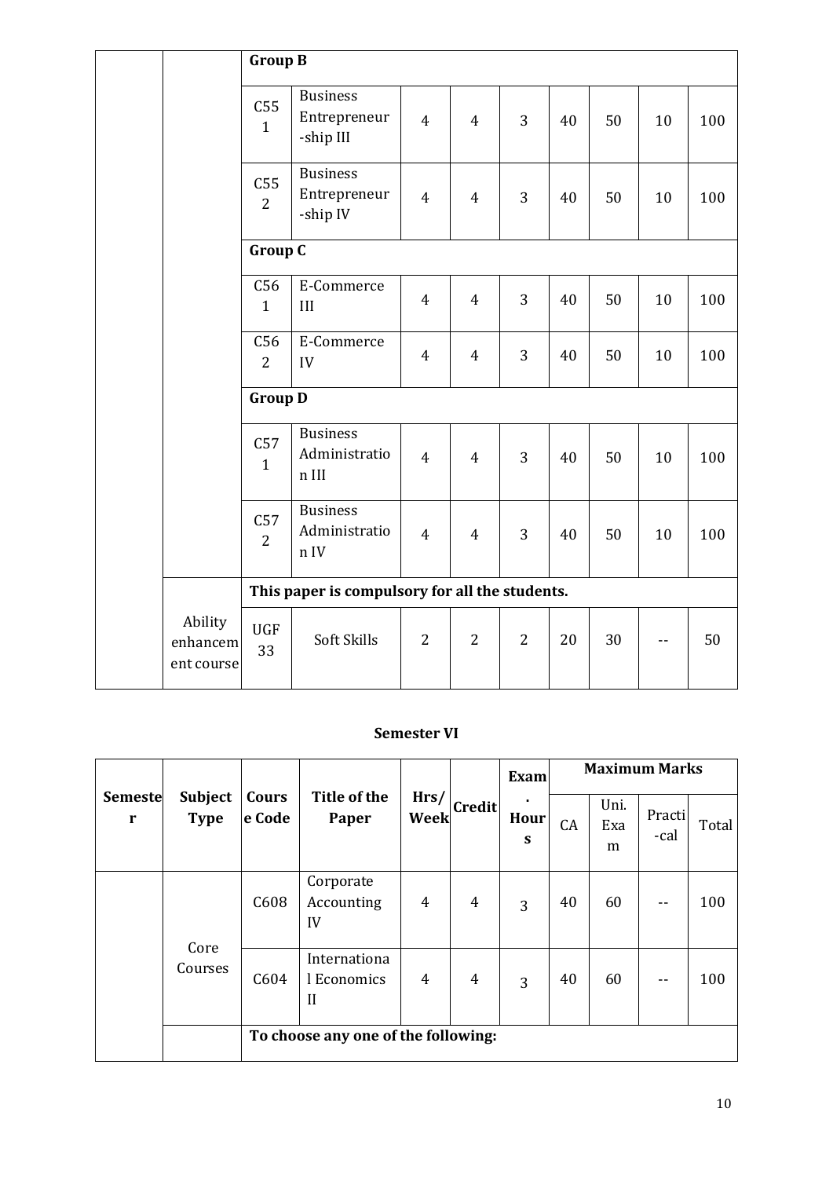| | | Group B | | | | | | | | |
|---|---|---|---|---|---|---|---|---|---|---|
| | | C551 | Business Entrepreneur-ship III | 4 | 4 | 3 | 40 | 50 | 10 | 100 |
| | | C552 | Business Entrepreneur-ship IV | 4 | 4 | 3 | 40 | 50 | 10 | 100 |
| | | Group C | | | | | | | | |
| | | C561 | E-Commerce III | 4 | 4 | 3 | 40 | 50 | 10 | 100 |
| | | C562 | E-Commerce IV | 4 | 4 | 3 | 40 | 50 | 10 | 100 |
| | | Group D | | | | | | | | |
| | | C571 | Business Administration III | 4 | 4 | 3 | 40 | 50 | 10 | 100 |
| | | C572 | Business Administration IV | 4 | 4 | 3 | 40 | 50 | 10 | 100 |
| | | This paper is compulsory for all the students. | | | | | | | | |
| | Ability enhancement course | UGF 33 | Soft Skills | 2 | 2 | 2 | 20 | 30 | -- | 50 |

**Semester VI**

| Semester | Subject Type | Course Code | Title of the Paper | Hrs/ Week | Credit | Exam. Hours | Maximum Marks | | | |
|---|---|---|---|---|---|---|---|---|---|---|
| | | | | | | | CA | Uni. Exam | Practi-cal | Total |
| | Core Courses | C608 | Corporate Accounting IV | 4 | 4 | 3 | 40 | 60 | -- | 100 |
| | Core Courses | C604 | International Economics II | 4 | 4 | 3 | 40 | 60 | -- | 100 |
| | | To choose any one of the following: | | | | | | | | |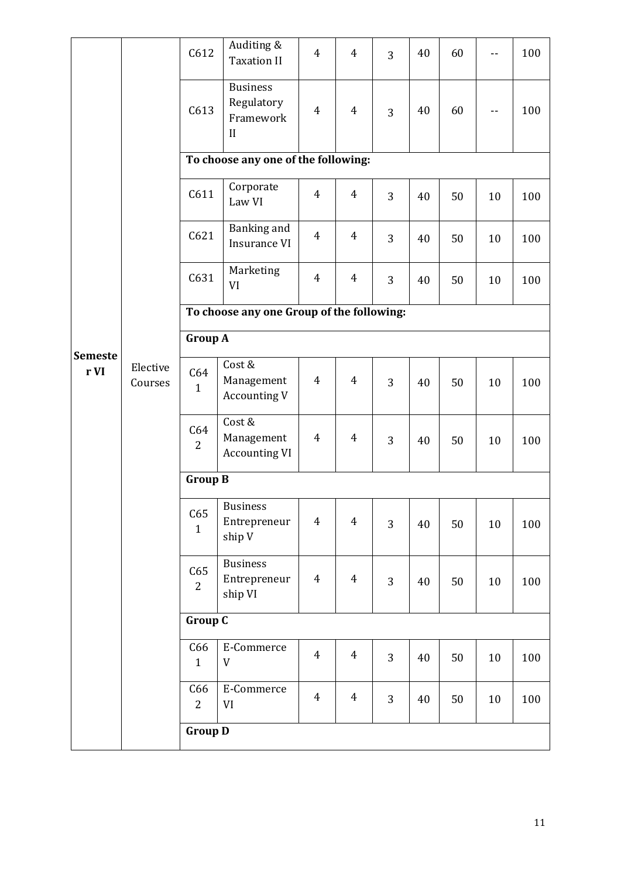| | | | | | | | | | | |
|---|---|---|---|---|---|---|---|---|---|---|
| Semester VI | Elective Courses | C612 | Auditing & Taxation II | 4 | 4 | 3 | 40 | 60 | -- | 100 |
| | | C613 | Business Regulatory Framework II | 4 | 4 | 3 | 40 | 60 | -- | 100 |
| | | **To choose any one of the following:** | | | | | | | | |
| | | C611 | Corporate Law VI | 4 | 4 | 3 | 40 | 50 | 10 | 100 |
| | | C621 | Banking and Insurance VI | 4 | 4 | 3 | 40 | 50 | 10 | 100 |
| | | C631 | Marketing VI | 4 | 4 | 3 | 40 | 50 | 10 | 100 |
| | | **To choose any one Group of the following:** | | | | | | | | |
| | | **Group A** | | | | | | | | |
| | | C641 | Cost & Management Accounting V | 4 | 4 | 3 | 40 | 50 | 10 | 100 |
| | | C642 | Cost & Management Accounting VI | 4 | 4 | 3 | 40 | 50 | 10 | 100 |
| | | **Group B** | | | | | | | | |
| | | C651 | Business Entrepreneurship V | 4 | 4 | 3 | 40 | 50 | 10 | 100 |
| | | C652 | Business Entrepreneurship VI | 4 | 4 | 3 | 40 | 50 | 10 | 100 |
| | | **Group C** | | | | | | | | |
| | | C661 | E-Commerce V | 4 | 4 | 3 | 40 | 50 | 10 | 100 |
| | | C662 | E-Commerce VI | 4 | 4 | 3 | 40 | 50 | 10 | 100 |
| | | **Group D** | | | | | | | | |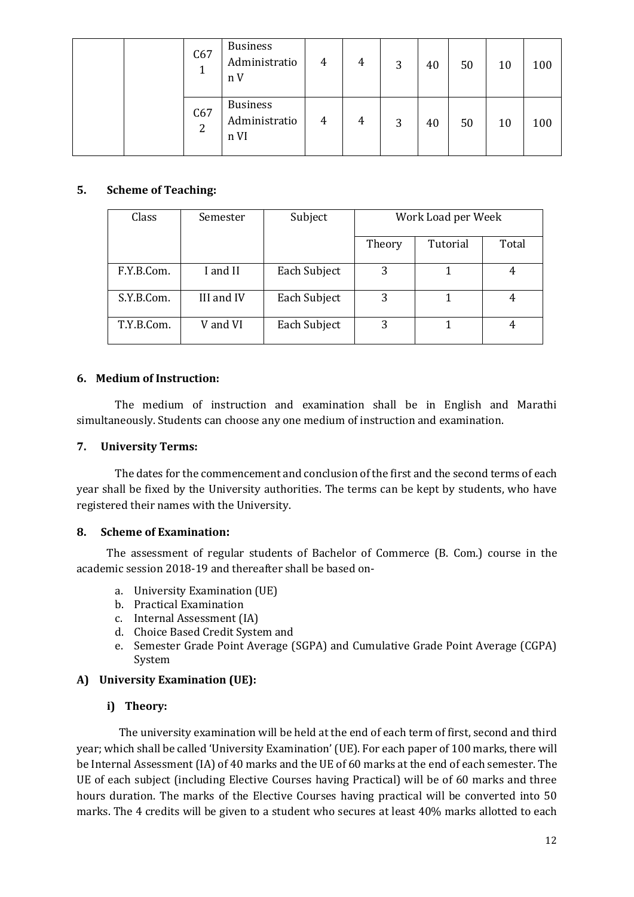|  |  | C671 | Business Administration V | 4 | 4 | 3 | 40 | 50 | 10 | 100 |
|---|---|---|---|---|---|---|---|---|---|---|
|  |  | C672 | Business Administration VI | 4 | 4 | 3 | 40 | 50 | 10 | 100 |

## 5. Scheme of Teaching:

| Class | Semester | Subject | Work Load per Week | | |
|---|---|---|---|---|---|
| | | | Theory | Tutorial | Total |
| F.Y.B.Com. | I and II | Each Subject | 3 | 1 | 4 |
| S.Y.B.Com. | III and IV | Each Subject | 3 | 1 | 4 |
| T.Y.B.Com. | V and VI | Each Subject | 3 | 1 | 4 |

## 6. Medium of Instruction:

The medium of instruction and examination shall be in English and Marathi simultaneously. Students can choose any one medium of instruction and examination.

## 7. University Terms:

The dates for the commencement and conclusion of the first and the second terms of each year shall be fixed by the University authorities. The terms can be kept by students, who have registered their names with the University.

## 8. Scheme of Examination:

The assessment of regular students of Bachelor of Commerce (B. Com.) course in the academic session 2018-19 and thereafter shall be based on-

a. University Examination (UE)
b. Practical Examination
c. Internal Assessment (IA)
d. Choice Based Credit System and
e. Semester Grade Point Average (SGPA) and Cumulative Grade Point Average (CGPA) System

### A) University Examination (UE):

#### i) Theory:

The university examination will be held at the end of each term of first, second and third year; which shall be called 'University Examination' (UE). For each paper of 100 marks, there will be Internal Assessment (IA) of 40 marks and the UE of 60 marks at the end of each semester. The UE of each subject (including Elective Courses having Practical) will be of 60 marks and three hours duration. The marks of the Elective Courses having practical will be converted into 50 marks. The 4 credits will be given to a student who secures at least 40% marks allotted to each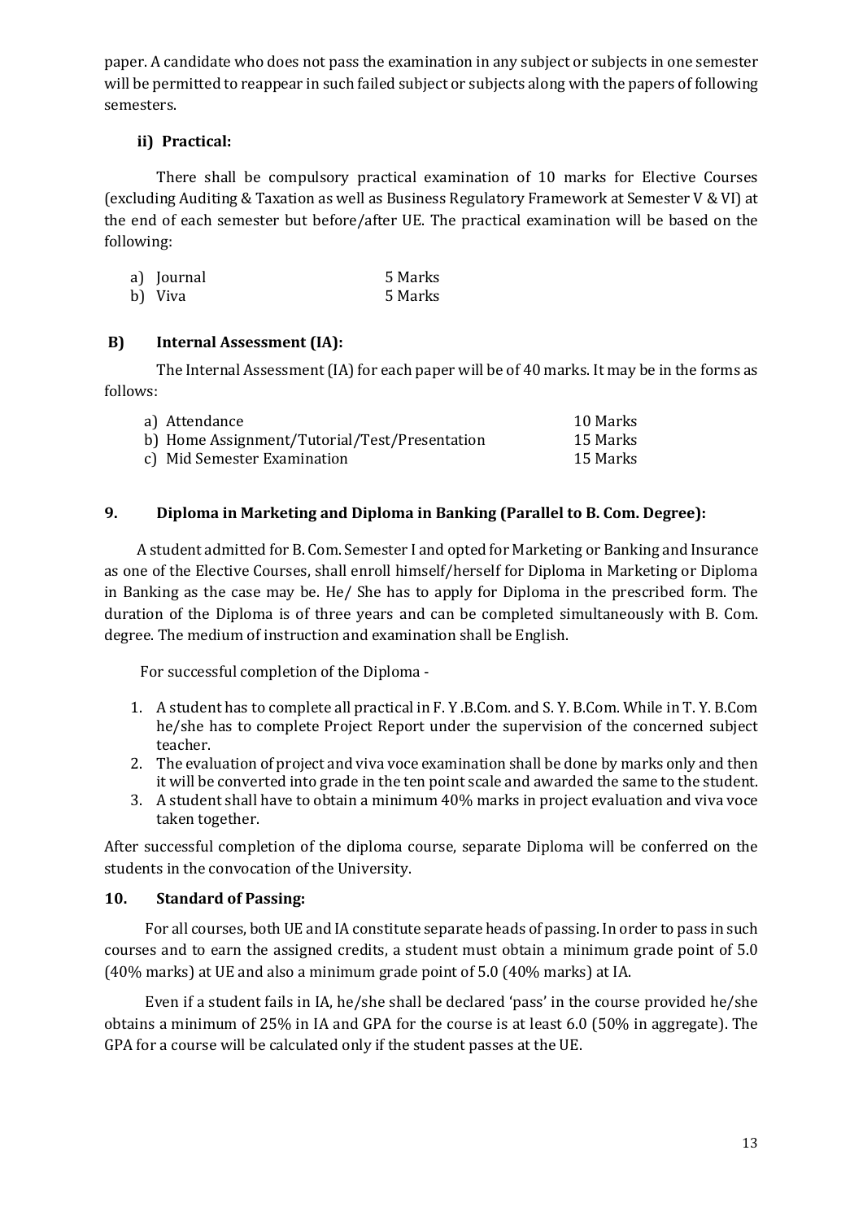paper. A candidate who does not pass the examination in any subject or subjects in one semester will be permitted to reappear in such failed subject or subjects along with the papers of following semesters.

#### ii) Practical:

There shall be compulsory practical examination of 10 marks for Elective Courses (excluding Auditing & Taxation as well as Business Regulatory Framework at Semester V & VI) at the end of each semester but before/after UE. The practical examination will be based on the following:

| | |
|---|---|
| a) Journal | 5 Marks |
| b) Viva | 5 Marks |

### B) Internal Assessment (IA):

The Internal Assessment (IA) for each paper will be of 40 marks. It may be in the forms as follows:

| | |
|---|---|
| a) Attendance | 10 Marks |
| b) Home Assignment/Tutorial/Test/Presentation | 15 Marks |
| c) Mid Semester Examination | 15 Marks |

## 9. Diploma in Marketing and Diploma in Banking (Parallel to B. Com. Degree):

A student admitted for B. Com. Semester I and opted for Marketing or Banking and Insurance as one of the Elective Courses, shall enroll himself/herself for Diploma in Marketing or Diploma in Banking as the case may be. He/ She has to apply for Diploma in the prescribed form. The duration of the Diploma is of three years and can be completed simultaneously with B. Com. degree. The medium of instruction and examination shall be English.

For successful completion of the Diploma -

1. A student has to complete all practical in F. Y .B.Com. and S. Y. B.Com. While in T. Y. B.Com he/she has to complete Project Report under the supervision of the concerned subject teacher.
2. The evaluation of project and viva voce examination shall be done by marks only and then it will be converted into grade in the ten point scale and awarded the same to the student.
3. A student shall have to obtain a minimum 40% marks in project evaluation and viva voce taken together.

After successful completion of the diploma course, separate Diploma will be conferred on the students in the convocation of the University.

## 10. Standard of Passing:

For all courses, both UE and IA constitute separate heads of passing. In order to pass in such courses and to earn the assigned credits, a student must obtain a minimum grade point of 5.0 (40% marks) at UE and also a minimum grade point of 5.0 (40% marks) at IA.

Even if a student fails in IA, he/she shall be declared 'pass' in the course provided he/she obtains a minimum of 25% in IA and GPA for the course is at least 6.0 (50% in aggregate). The GPA for a course will be calculated only if the student passes at the UE.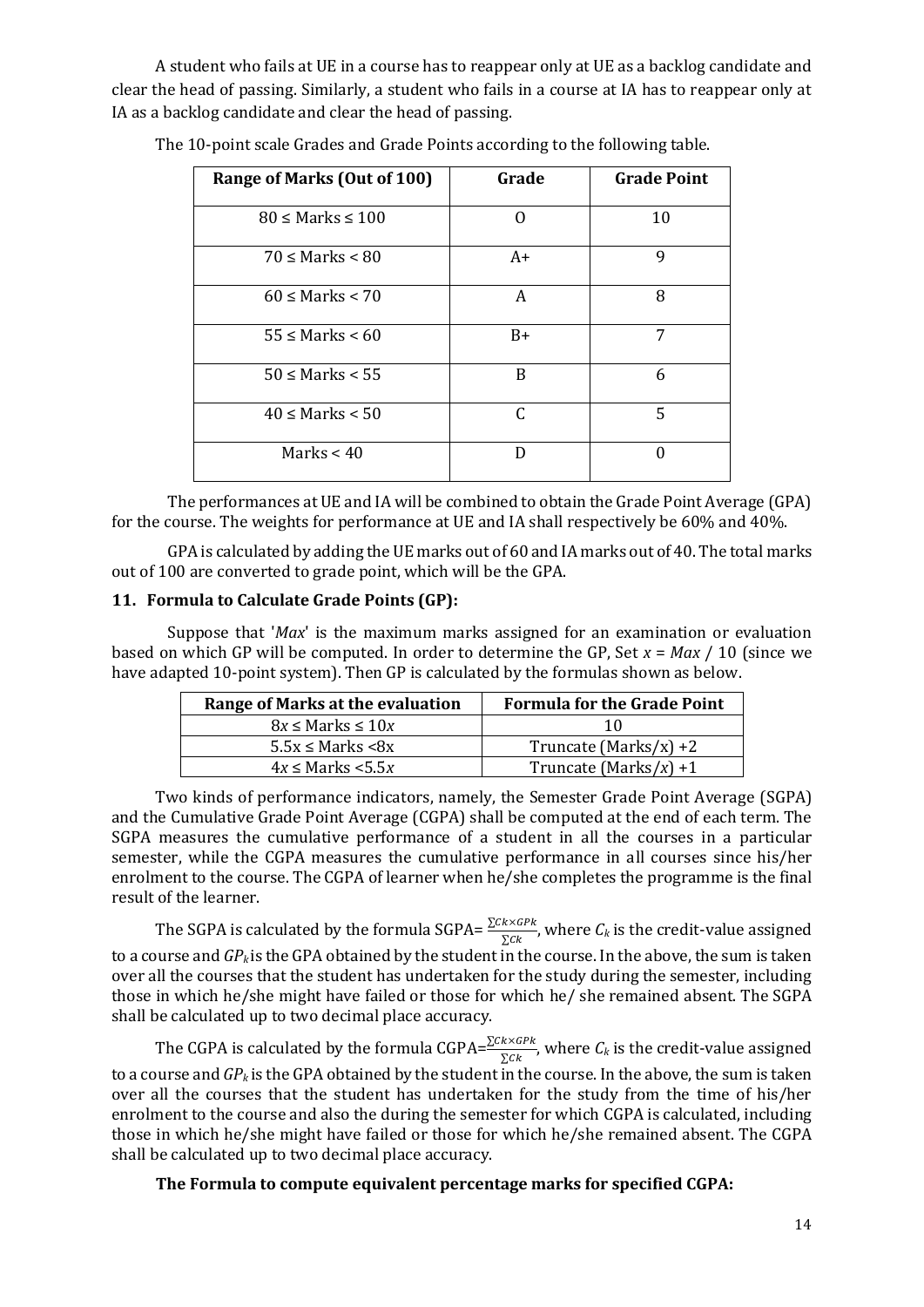A student who fails at UE in a course has to reappear only at UE as a backlog candidate and clear the head of passing. Similarly, a student who fails in a course at IA has to reappear only at IA as a backlog candidate and clear the head of passing.

The 10-point scale Grades and Grade Points according to the following table.

| Range of Marks (Out of 100) | Grade | Grade Point |
|---|---|---|
| 80 ≤ Marks ≤ 100 | O | 10 |
| 70 ≤ Marks < 80 | A+ | 9 |
| 60 ≤ Marks < 70 | A | 8 |
| 55 ≤ Marks < 60 | B+ | 7 |
| 50 ≤ Marks < 55 | B | 6 |
| 40 ≤ Marks < 50 | C | 5 |
| Marks < 40 | D | 0 |

The performances at UE and IA will be combined to obtain the Grade Point Average (GPA) for the course. The weights for performance at UE and IA shall respectively be 60% and 40%.

GPA is calculated by adding the UE marks out of 60 and IA marks out of 40. The total marks out of 100 are converted to grade point, which will be the GPA.

### 11. Formula to Calculate Grade Points (GP):

Suppose that '*Max*' is the maximum marks assigned for an examination or evaluation based on which GP will be computed. In order to determine the GP, Set $x = Max / 10$ (since we have adapted 10-point system). Then GP is calculated by the formulas shown as below.

| Range of Marks at the evaluation | Formula for the Grade Point |
|---|---|
| $8x \leq$ Marks $\leq 10x$ | 10 |
| $5.5x \leq$ Marks $< 8x$ | Truncate (Marks/x) +2 |
| $4x \leq$ Marks $< 5.5x$ | Truncate (Marks/$x$) +1 |

Two kinds of performance indicators, namely, the Semester Grade Point Average (SGPA) and the Cumulative Grade Point Average (CGPA) shall be computed at the end of each term. The SGPA measures the cumulative performance of a student in all the courses in a particular semester, while the CGPA measures the cumulative performance in all courses since his/her enrolment to the course. The CGPA of learner when he/she completes the programme is the final result of the learner.

The SGPA is calculated by the formula SGPA= $\frac{\sum Ck \times GPk}{\sum Ck}$, where $C_k$ is the credit-value assigned to a course and $GP_k$ is the GPA obtained by the student in the course. In the above, the sum is taken over all the courses that the student has undertaken for the study during the semester, including those in which he/she might have failed or those for which he/ she remained absent. The SGPA shall be calculated up to two decimal place accuracy.

The CGPA is calculated by the formula CGPA=$\frac{\sum Ck \times GPk}{\sum Ck}$, where $C_k$ is the credit-value assigned to a course and $GP_k$ is the GPA obtained by the student in the course. In the above, the sum is taken over all the courses that the student has undertaken for the study from the time of his/her enrolment to the course and also the during the semester for which CGPA is calculated, including those in which he/she might have failed or those for which he/she remained absent. The CGPA shall be calculated up to two decimal place accuracy.

**The Formula to compute equivalent percentage marks for specified CGPA:**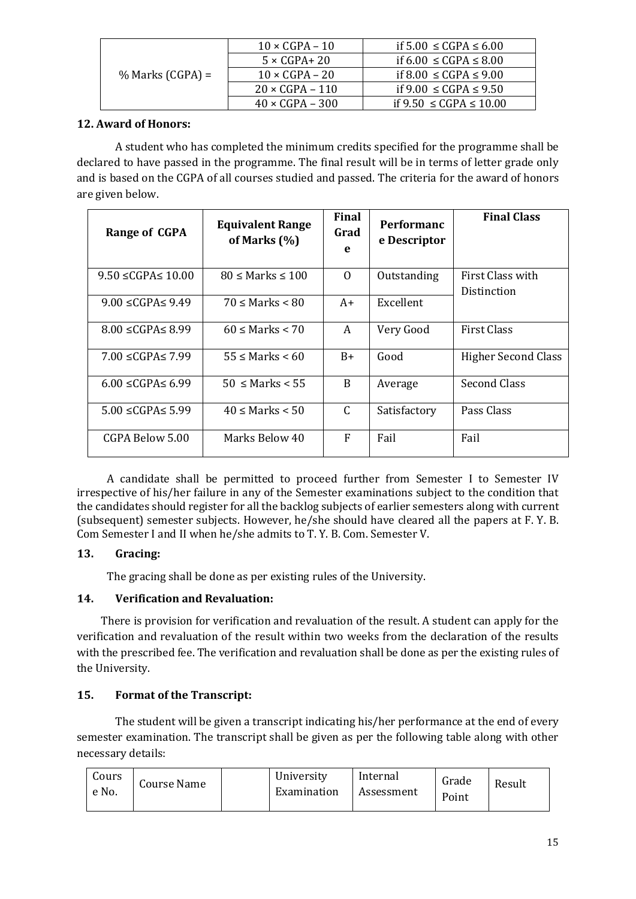| % Marks (CGPA) = | $10 \times CGPA - 10$ | if $5.00 \leq CGPA \leq 6.00$ |
|---|---|---|
| | $5 \times CGPA + 20$ | if $6.00 \leq CGPA \leq 8.00$ |
| | $10 \times CGPA - 20$ | if $8.00 \leq CGPA \leq 9.00$ |
| | $20 \times CGPA - 110$ | if $9.00 \leq CGPA \leq 9.50$ |
| | $40 \times CGPA - 300$ | if $9.50 \leq CGPA \leq 10.00$ |

**12. Award of Honors:**

A student who has completed the minimum credits specified for the programme shall be declared to have passed in the programme. The final result will be in terms of letter grade only and is based on the CGPA of all courses studied and passed. The criteria for the award of honors are given below.

| Range of CGPA | Equivalent Range of Marks (%) | Final Grade | Performance Descriptor | Final Class |
|---|---|---|---|---|
| $9.50 \leq CGPA \leq 10.00$ | $80 \leq Marks \leq 100$ | O | Outstanding | First Class with Distinction |
| $9.00 \leq CGPA \leq 9.49$ | $70 \leq Marks < 80$ | A+ | Excellent | |
| $8.00 \leq CGPA \leq 8.99$ | $60 \leq Marks < 70$ | A | Very Good | First Class |
| $7.00 \leq CGPA \leq 7.99$ | $55 \leq Marks < 60$ | B+ | Good | Higher Second Class |
| $6.00 \leq CGPA \leq 6.99$ | $50 \leq Marks < 55$ | B | Average | Second Class |
| $5.00 \leq CGPA \leq 5.99$ | $40 \leq Marks < 50$ | C | Satisfactory | Pass Class |
| CGPA Below 5.00 | Marks Below 40 | F | Fail | Fail |

A candidate shall be permitted to proceed further from Semester I to Semester IV irrespective of his/her failure in any of the Semester examinations subject to the condition that the candidates should register for all the backlog subjects of earlier semesters along with current (subsequent) semester subjects. However, he/she should have cleared all the papers at F. Y. B. Com Semester I and II when he/she admits to T. Y. B. Com. Semester V.

**13. Gracing:**

The gracing shall be done as per existing rules of the University.

**14. Verification and Revaluation:**

There is provision for verification and revaluation of the result. A student can apply for the verification and revaluation of the result within two weeks from the declaration of the results with the prescribed fee. The verification and revaluation shall be done as per the existing rules of the University.

**15. Format of the Transcript:**

The student will be given a transcript indicating his/her performance at the end of every semester examination. The transcript shall be given as per the following table along with other necessary details:

| Course No. | Course Name | | University Examination | Internal Assessment | Grade Point | Result |
|---|---|---|---|---|---|---|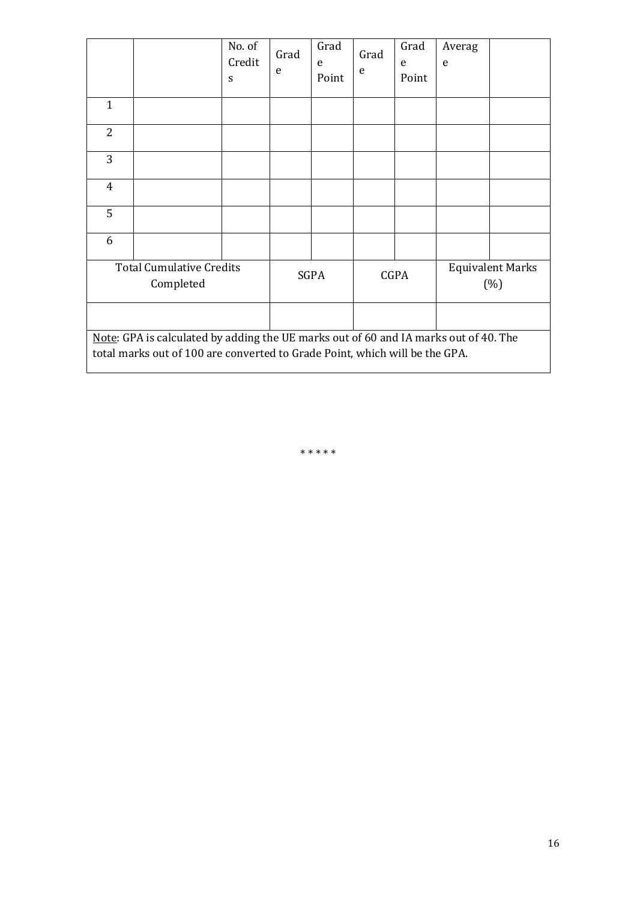| | | No. of Credits | Grade | Grade Point | Grade | Grade Point | Average | |
|---|---|---|---|---|---|---|---|---|
| 1 | | | | | | | | |
| 2 | | | | | | | | |
| 3 | | | | | | | | |
| 4 | | | | | | | | |
| 5 | | | | | | | | |
| 6 | | | | | | | | |
| Total Cumulative Credits Completed | | | SGPA | | CGPA | | Equivalent Marks (%) | |
| | | | | | | | | |

Note: GPA is calculated by adding the UE marks out of 60 and IA marks out of 40. The total marks out of 100 are converted to Grade Point, which will be the GPA.

\* \* \* \* \*